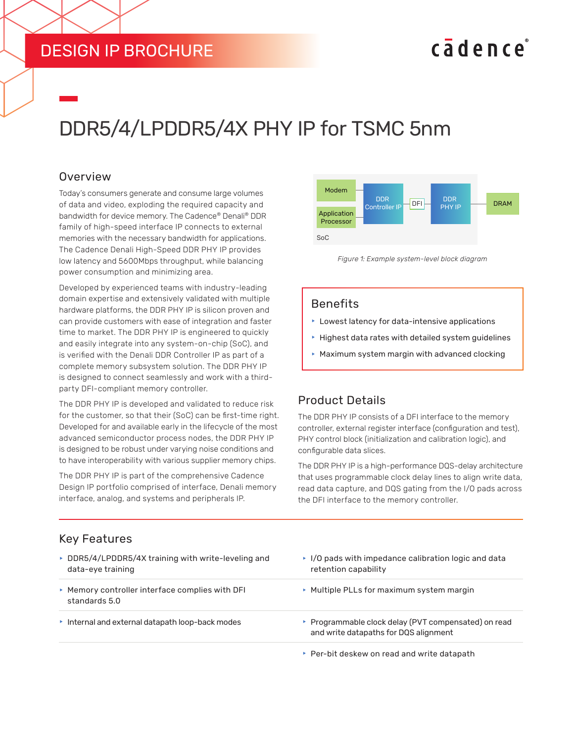DESIGN IP BROCHURE

# DDR5/4/LPDDR5/4X PHY IP for TSMC 5nm

## Overview

Today's consumers generate and consume large volumes of data and video, exploding the required capacity and bandwidth for device memory. The Cadence® Denali® DDR family of high-speed interface IP connects to external memories with the necessary bandwidth for applications. The Cadence Denali High-Speed DDR PHY IP provides low latency and 5600Mbps throughput, while balancing power consumption and minimizing area.

Developed by experienced teams with industry-leading domain expertise and extensively validated with multiple hardware platforms, the DDR PHY IP is silicon proven and can provide customers with ease of integration and faster time to market. The DDR PHY IP is engineered to quickly and easily integrate into any system-on-chip (SoC), and is verified with the Denali DDR Controller IP as part of a complete memory subsystem solution. The DDR PHY IP is designed to connect seamlessly and work with a third-party DFI-compliant memory controller.

The DDR PHY IP is developed and validated to reduce risk for the customer, so that their (SoC) can be first-time right. Developed for and available early in the lifecycle of the most advanced semiconductor process nodes, the DDR PHY IP is designed to be robust under varying noise conditions and to have interoperability with various supplier memory chips.

The DDR PHY IP is part of the comprehensive Cadence Design IP portfolio comprised of interface, Denali memory interface, analog, and systems and peripherals IP.

Modem | Application Processor | DDR Controller IP | DFI | DDR PHY IP | DRAM | SoC

*Figure 1: Example system-level block diagram*

## Benefits

- Lowest latency for data-intensive applications
- Highest data rates with detailed system guidelines
- Maximum system margin with advanced clocking

## Product Details

The DDR PHY IP consists of a DFI interface to the memory controller, external register interface (configuration and test), PHY control block (initialization and calibration logic), and configurable data slices.

The DDR PHY IP is a high-performance DQS-delay architecture that uses programmable clock delay lines to align write data, read data capture, and DQS gating from the I/O pads across the DFI interface to the memory controller.

## Key Features

- DDR5/4/LPDDR5/4X training with write-leveling and data-eye training
- Memory controller interface complies with DFI standards 5.0
- Internal and external datapath loop-back modes
- I/O pads with impedance calibration logic and data retention capability
- Multiple PLLs for maximum system margin
- Programmable clock delay (PVT compensated) on read and write datapaths for DQS alignment
- Per-bit deskew on read and write datapath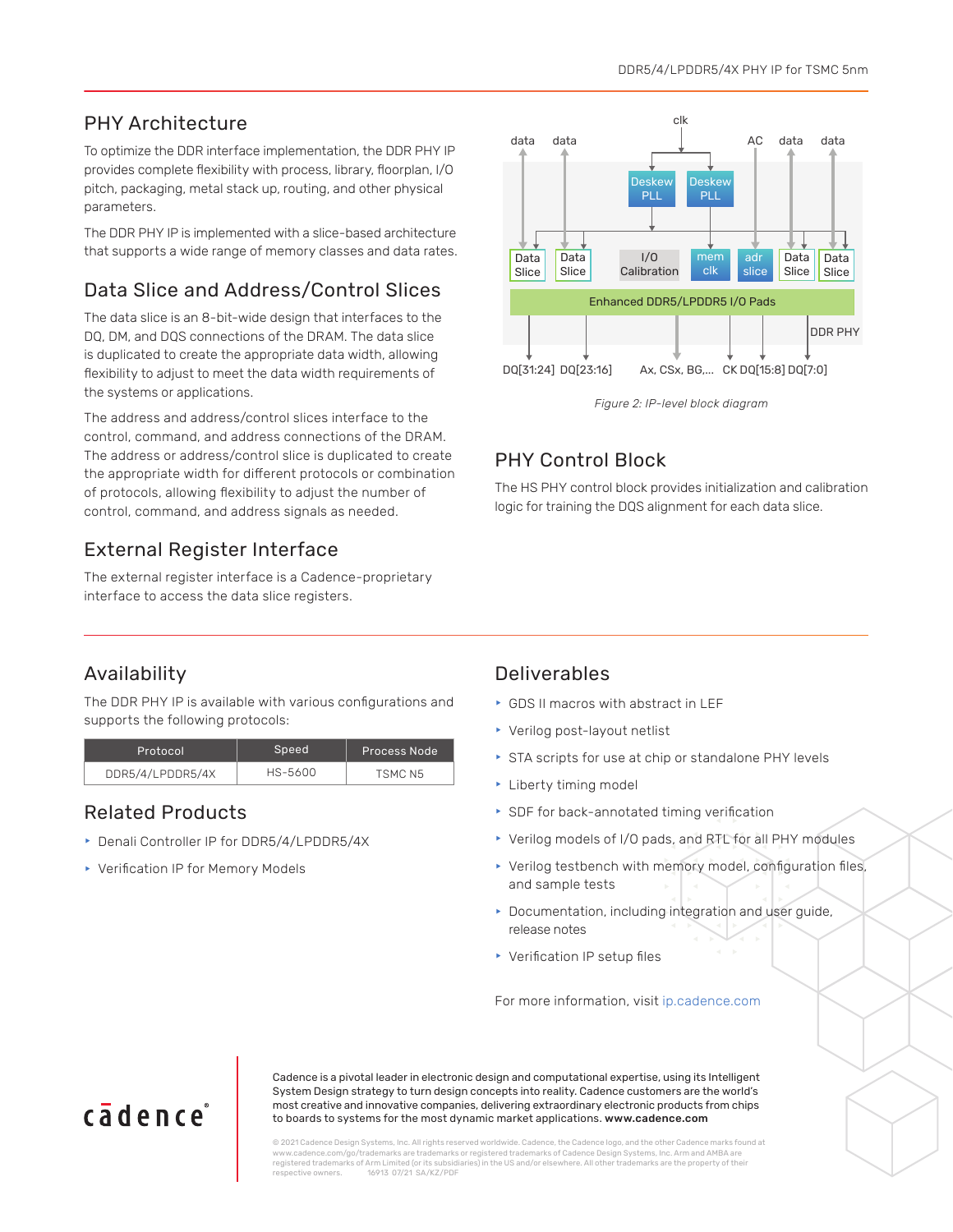## PHY Architecture

To optimize the DDR interface implementation, the DDR PHY IP provides complete flexibility with process, library, floorplan, I/O pitch, packaging, metal stack up, routing, and other physical parameters.

The DDR PHY IP is implemented with a slice-based architecture that supports a wide range of memory classes and data rates.

## Data Slice and Address/Control Slices

The data slice is an 8-bit-wide design that interfaces to the DQ, DM, and DQS connections of the DRAM. The data slice is duplicated to create the appropriate data width, allowing flexibility to adjust to meet the data width requirements of the systems or applications.

The address and address/control slices interface to the control, command, and address connections of the DRAM. The address or address/control slice is duplicated to create the appropriate width for different protocols or combination of protocols, allowing flexibility to adjust the number of control, command, and address signals as needed.

## External Register Interface

The external register interface is a Cadence-proprietary interface to access the data slice registers.

clk
data data AC data data
Deskew PLL
Deskew PLL
Data Slice
Data Slice
I/O Calibration
mem clk
adr slice
Data Slice
Data Slice
Enhanced DDR5/LPDDR5 I/O Pads
DDR PHY
DQ[31:24] DQ[23:16] Ax, CSx, BG,... CK DQ[15:8] DQ[7:0]

*Figure 2: IP-level block diagram*

## PHY Control Block

The HS PHY control block provides initialization and calibration logic for training the DQS alignment for each data slice.

## Availability

The DDR PHY IP is available with various configurations and supports the following protocols:

| Protocol | Speed | Process Node |
|---|---|---|
| DDR5/4/LPDDR5/4X | HS-5600 | TSMC N5 |

## Related Products

- Denali Controller IP for DDR5/4/LPDDR5/4X
- Verification IP for Memory Models

## Deliverables

- GDS II macros with abstract in LEF
- Verilog post-layout netlist
- STA scripts for use at chip or standalone PHY levels
- Liberty timing model
- SDF for back-annotated timing verification
- Verilog models of I/O pads, and RTL for all PHY modules
- Verilog testbench with memory model, configuration files, and sample tests
- Documentation, including integration and user guide, release notes
- Verification IP setup files

For more information, visit ip.cadence.com

Cadence is a pivotal leader in electronic design and computational expertise, using its Intelligent System Design strategy to turn design concepts into reality. Cadence customers are the world's most creative and innovative companies, delivering extraordinary electronic products from chips to boards to systems for the most dynamic market applications. **www.cadence.com**

© 2021 Cadence Design Systems, Inc. All rights reserved worldwide. Cadence, the Cadence logo, and the other Cadence marks found at www.cadence.com/go/trademarks are trademarks or registered trademarks of Cadence Design Systems, Inc. Arm and AMBA are registered trademarks of Arm Limited (or its subsidiaries) in the US and/or elsewhere. All other trademarks are the property of their respective owners. 16913 07/21 SA/KZ/PDF